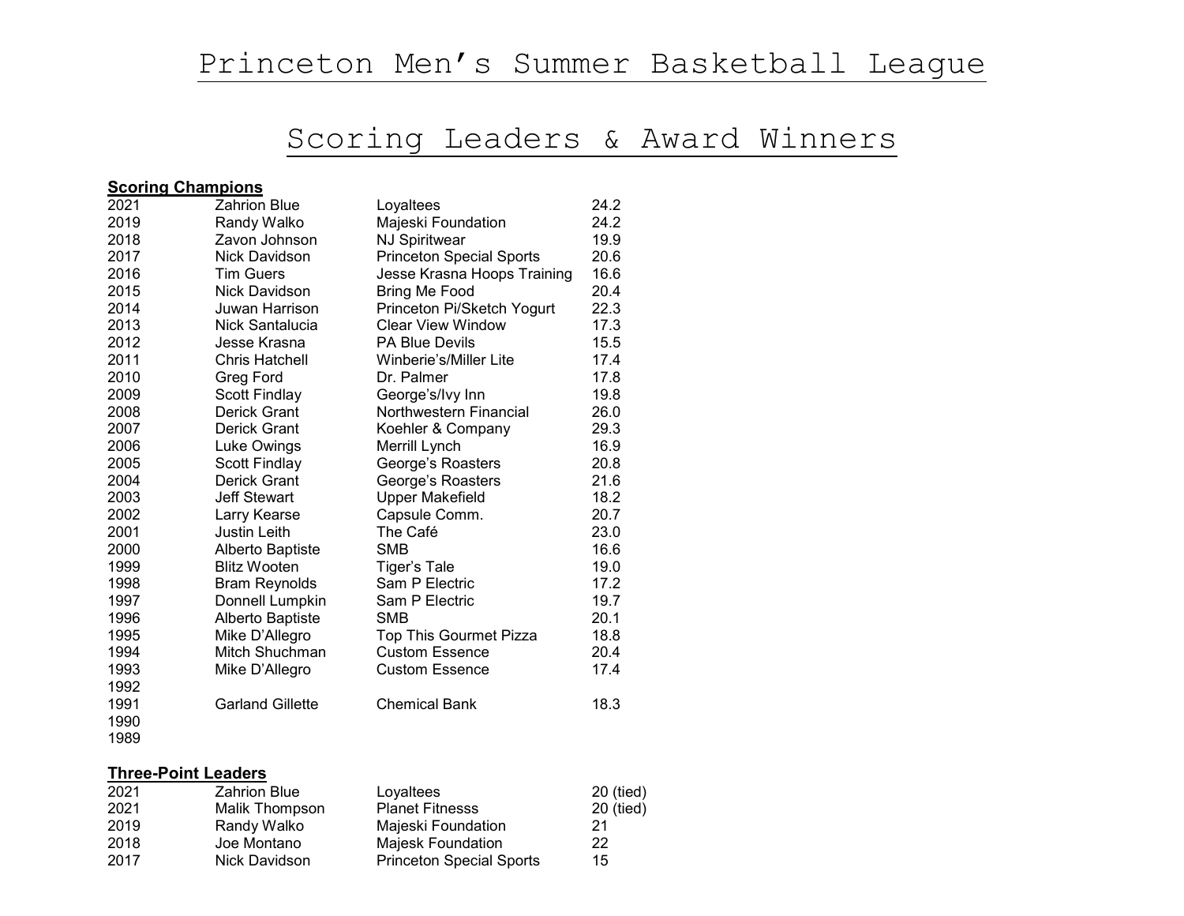# Princeton Men's Summer Basketball League

## Scoring Leaders & Award Winners

**Scoring Champions**

| | | | |
|---|---|---|---|
| 2021 | Zahrion Blue | Loyaltees | 24.2 |
| 2019 | Randy Walko | Majeski Foundation | 24.2 |
| 2018 | Zavon Johnson | NJ Spiritwear | 19.9 |
| 2017 | Nick Davidson | Princeton Special Sports | 20.6 |
| 2016 | Tim Guers | Jesse Krasna Hoops Training | 16.6 |
| 2015 | Nick Davidson | Bring Me Food | 20.4 |
| 2014 | Juwan Harrison | Princeton Pi/Sketch Yogurt | 22.3 |
| 2013 | Nick Santalucia | Clear View Window | 17.3 |
| 2012 | Jesse Krasna | PA Blue Devils | 15.5 |
| 2011 | Chris Hatchell | Winberie's/Miller Lite | 17.4 |
| 2010 | Greg Ford | Dr. Palmer | 17.8 |
| 2009 | Scott Findlay | George's/Ivy Inn | 19.8 |
| 2008 | Derick Grant | Northwestern Financial | 26.0 |
| 2007 | Derick Grant | Koehler & Company | 29.3 |
| 2006 | Luke Owings | Merrill Lynch | 16.9 |
| 2005 | Scott Findlay | George's Roasters | 20.8 |
| 2004 | Derick Grant | George's Roasters | 21.6 |
| 2003 | Jeff Stewart | Upper Makefield | 18.2 |
| 2002 | Larry Kearse | Capsule Comm. | 20.7 |
| 2001 | Justin Leith | The Café | 23.0 |
| 2000 | Alberto Baptiste | SMB | 16.6 |
| 1999 | Blitz Wooten | Tiger's Tale | 19.0 |
| 1998 | Bram Reynolds | Sam P Electric | 17.2 |
| 1997 | Donnell Lumpkin | Sam P Electric | 19.7 |
| 1996 | Alberto Baptiste | SMB | 20.1 |
| 1995 | Mike D'Allegro | Top This Gourmet Pizza | 18.8 |
| 1994 | Mitch Shuchman | Custom Essence | 20.4 |
| 1993 | Mike D'Allegro | Custom Essence | 17.4 |
| 1992 | | | |
| 1991 | Garland Gillette | Chemical Bank | 18.3 |
| 1990 | | | |
| 1989 | | | |

**Three-Point Leaders**

| | | | |
|---|---|---|---|
| 2021 | Zahrion Blue | Loyaltees | 20 (tied) |
| 2021 | Malik Thompson | Planet Fitnesss | 20 (tied) |
| 2019 | Randy Walko | Majeski Foundation | 21 |
| 2018 | Joe Montano | Majesk Foundation | 22 |
| 2017 | Nick Davidson | Princeton Special Sports | 15 |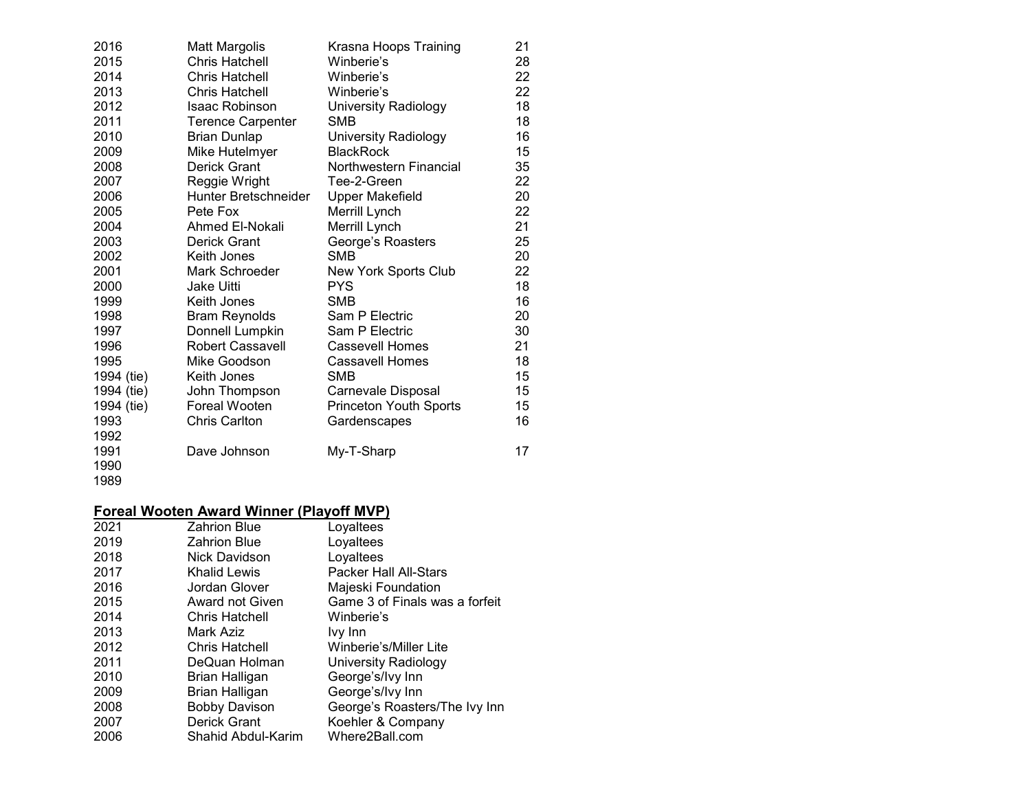| | | | |
|---|---|---|---|
| 2016 | Matt Margolis | Krasna Hoops Training | 21 |
| 2015 | Chris Hatchell | Winberie's | 28 |
| 2014 | Chris Hatchell | Winberie's | 22 |
| 2013 | Chris Hatchell | Winberie's | 22 |
| 2012 | Isaac Robinson | University Radiology | 18 |
| 2011 | Terence Carpenter | SMB | 18 |
| 2010 | Brian Dunlap | University Radiology | 16 |
| 2009 | Mike Hutelmyer | BlackRock | 15 |
| 2008 | Derick Grant | Northwestern Financial | 35 |
| 2007 | Reggie Wright | Tee-2-Green | 22 |
| 2006 | Hunter Bretschneider | Upper Makefield | 20 |
| 2005 | Pete Fox | Merrill Lynch | 22 |
| 2004 | Ahmed El-Nokali | Merrill Lynch | 21 |
| 2003 | Derick Grant | George's Roasters | 25 |
| 2002 | Keith Jones | SMB | 20 |
| 2001 | Mark Schroeder | New York Sports Club | 22 |
| 2000 | Jake Uitti | PYS | 18 |
| 1999 | Keith Jones | SMB | 16 |
| 1998 | Bram Reynolds | Sam P Electric | 20 |
| 1997 | Donnell Lumpkin | Sam P Electric | 30 |
| 1996 | Robert Cassavell | Cassevell Homes | 21 |
| 1995 | Mike Goodson | Cassavell Homes | 18 |
| 1994 (tie) | Keith Jones | SMB | 15 |
| 1994 (tie) | John Thompson | Carnevale Disposal | 15 |
| 1994 (tie) | Foreal Wooten | Princeton Youth Sports | 15 |
| 1993 | Chris Carlton | Gardenscapes | 16 |
| 1992 | | | |
| 1991 | Dave Johnson | My-T-Sharp | 17 |
| 1990 | | | |
| 1989 | | | |

**Foreal Wooten Award Winner (Playoff MVP)**

| | | |
|---|---|---|
| 2021 | Zahrion Blue | Loyaltees |
| 2019 | Zahrion Blue | Loyaltees |
| 2018 | Nick Davidson | Loyaltees |
| 2017 | Khalid Lewis | Packer Hall All-Stars |
| 2016 | Jordan Glover | Majeski Foundation |
| 2015 | Award not Given | Game 3 of Finals was a forfeit |
| 2014 | Chris Hatchell | Winberie's |
| 2013 | Mark Aziz | Ivy Inn |
| 2012 | Chris Hatchell | Winberie's/Miller Lite |
| 2011 | DeQuan Holman | University Radiology |
| 2010 | Brian Halligan | George's/Ivy Inn |
| 2009 | Brian Halligan | George's/Ivy Inn |
| 2008 | Bobby Davison | George's Roasters/The Ivy Inn |
| 2007 | Derick Grant | Koehler & Company |
| 2006 | Shahid Abdul-Karim | Where2Ball.com |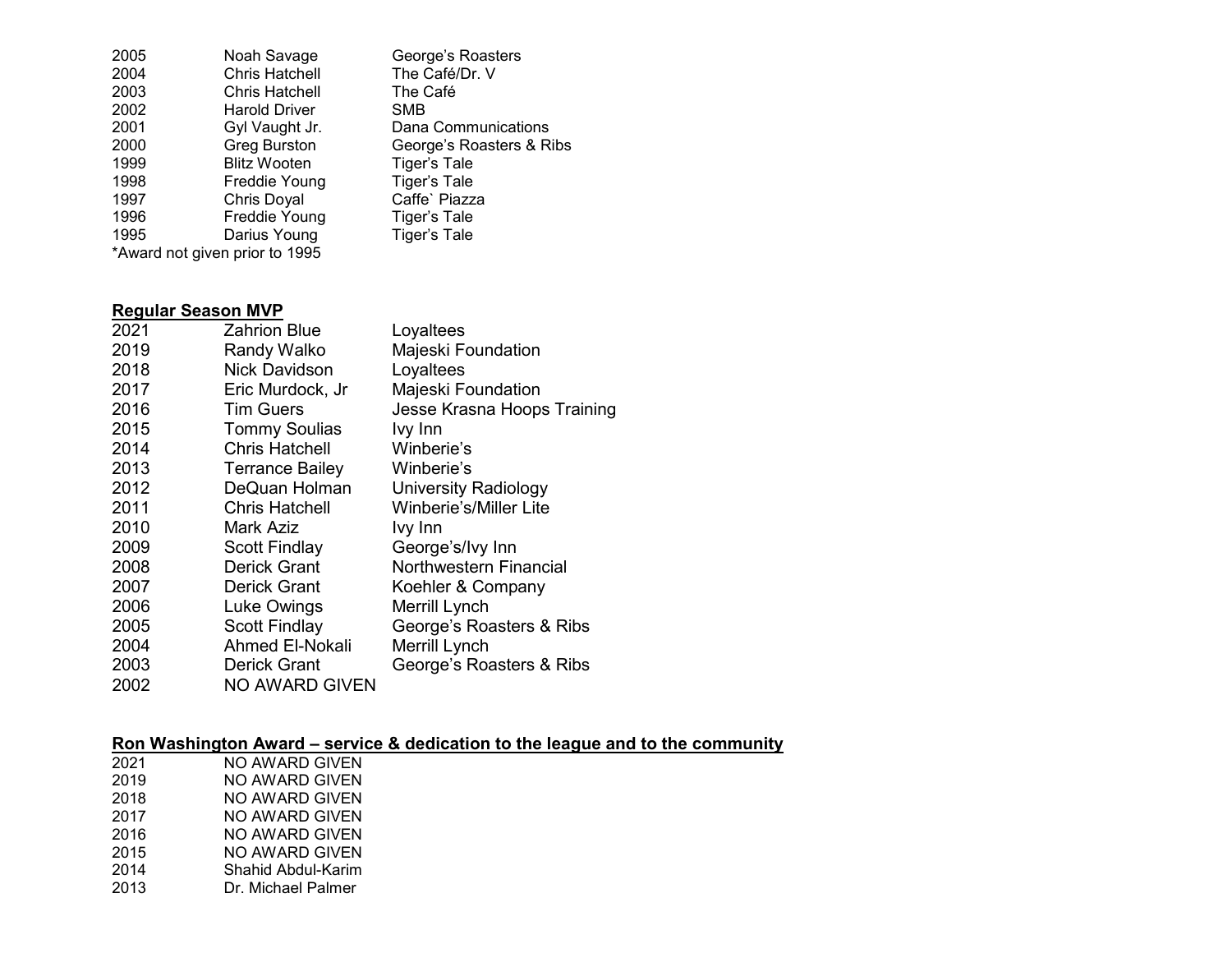| | | |
|---|---|---|
| 2005 | Noah Savage | George's Roasters |
| 2004 | Chris Hatchell | The Café/Dr. V |
| 2003 | Chris Hatchell | The Café |
| 2002 | Harold Driver | SMB |
| 2001 | Gyl Vaught Jr. | Dana Communications |
| 2000 | Greg Burston | George's Roasters & Ribs |
| 1999 | Blitz Wooten | Tiger's Tale |
| 1998 | Freddie Young | Tiger's Tale |
| 1997 | Chris Doyal | Caffe` Piazza |
| 1996 | Freddie Young | Tiger's Tale |
| 1995 | Darius Young | Tiger's Tale |

*Award not given prior to 1995

## Regular Season MVP

| | | |
|---|---|---|
| 2021 | Zahrion Blue | Loyaltees |
| 2019 | Randy Walko | Majeski Foundation |
| 2018 | Nick Davidson | Loyaltees |
| 2017 | Eric Murdock, Jr | Majeski Foundation |
| 2016 | Tim Guers | Jesse Krasna Hoops Training |
| 2015 | Tommy Soulias | Ivy Inn |
| 2014 | Chris Hatchell | Winberie's |
| 2013 | Terrance Bailey | Winberie's |
| 2012 | DeQuan Holman | University Radiology |
| 2011 | Chris Hatchell | Winberie's/Miller Lite |
| 2010 | Mark Aziz | Ivy Inn |
| 2009 | Scott Findlay | George's/Ivy Inn |
| 2008 | Derick Grant | Northwestern Financial |
| 2007 | Derick Grant | Koehler & Company |
| 2006 | Luke Owings | Merrill Lynch |
| 2005 | Scott Findlay | George's Roasters & Ribs |
| 2004 | Ahmed El-Nokali | Merrill Lynch |
| 2003 | Derick Grant | George's Roasters & Ribs |
| 2002 | NO AWARD GIVEN | |

## Ron Washington Award – service & dedication to the league and to the community

| | |
|---|---|
| 2021 | NO AWARD GIVEN |
| 2019 | NO AWARD GIVEN |
| 2018 | NO AWARD GIVEN |
| 2017 | NO AWARD GIVEN |
| 2016 | NO AWARD GIVEN |
| 2015 | NO AWARD GIVEN |
| 2014 | Shahid Abdul-Karim |
| 2013 | Dr. Michael Palmer |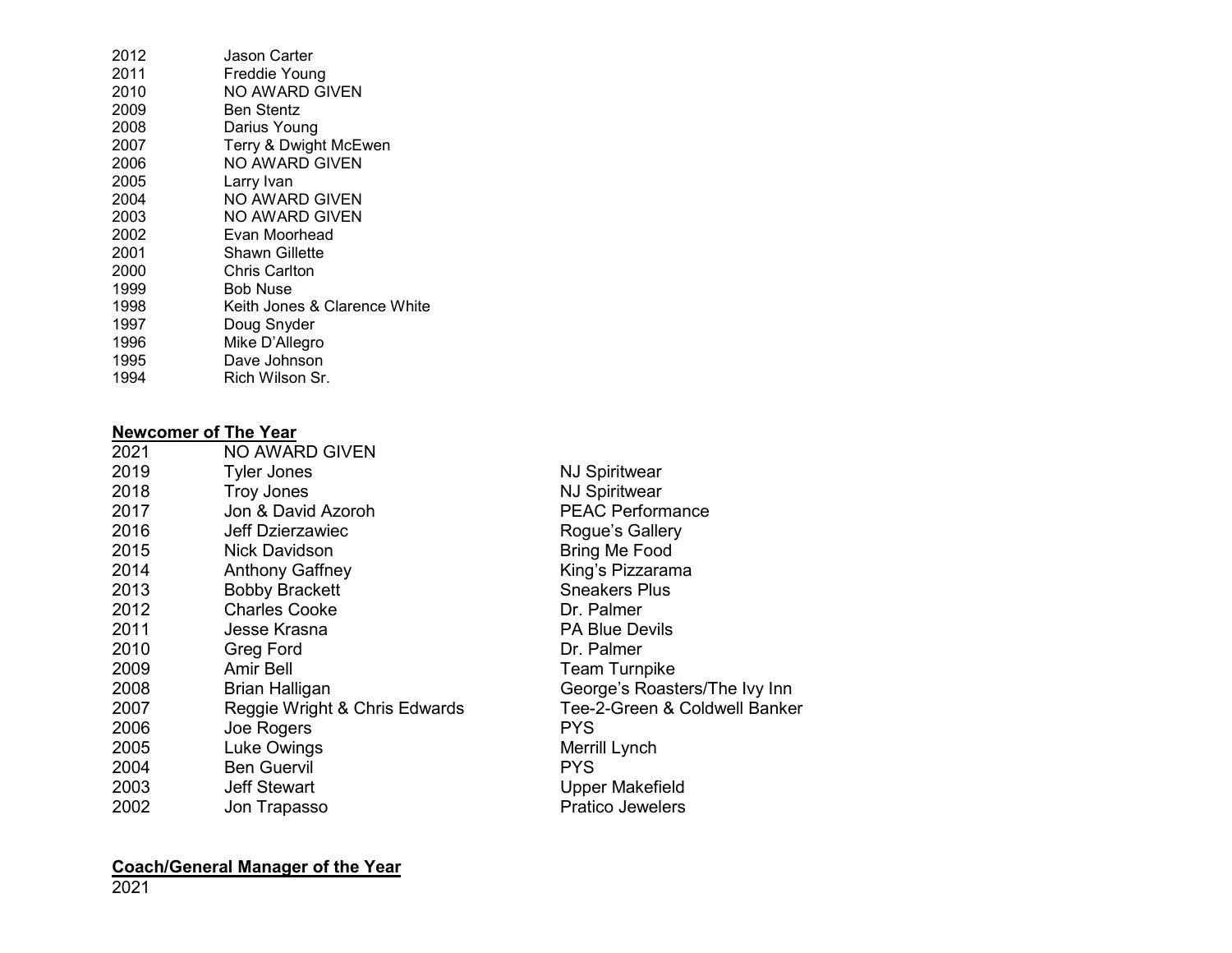| | |
|---|---|
| 2012 | Jason Carter |
| 2011 | Freddie Young |
| 2010 | NO AWARD GIVEN |
| 2009 | Ben Stentz |
| 2008 | Darius Young |
| 2007 | Terry & Dwight McEwen |
| 2006 | NO AWARD GIVEN |
| 2005 | Larry Ivan |
| 2004 | NO AWARD GIVEN |
| 2003 | NO AWARD GIVEN |
| 2002 | Evan Moorhead |
| 2001 | Shawn Gillette |
| 2000 | Chris Carlton |
| 1999 | Bob Nuse |
| 1998 | Keith Jones & Clarence White |
| 1997 | Doug Snyder |
| 1996 | Mike D'Allegro |
| 1995 | Dave Johnson |
| 1994 | Rich Wilson Sr. |

## Newcomer of The Year

| | | |
|---|---|---|
| 2021 | NO AWARD GIVEN | |
| 2019 | Tyler Jones | NJ Spiritwear |
| 2018 | Troy Jones | NJ Spiritwear |
| 2017 | Jon & David Azoroh | PEAC Performance |
| 2016 | Jeff Dzierzawiec | Rogue's Gallery |
| 2015 | Nick Davidson | Bring Me Food |
| 2014 | Anthony Gaffney | King's Pizzarama |
| 2013 | Bobby Brackett | Sneakers Plus |
| 2012 | Charles Cooke | Dr. Palmer |
| 2011 | Jesse Krasna | PA Blue Devils |
| 2010 | Greg Ford | Dr. Palmer |
| 2009 | Amir Bell | Team Turnpike |
| 2008 | Brian Halligan | George's Roasters/The Ivy Inn |
| 2007 | Reggie Wright & Chris Edwards | Tee-2-Green & Coldwell Banker |
| 2006 | Joe Rogers | PYS |
| 2005 | Luke Owings | Merrill Lynch |
| 2004 | Ben Guervil | PYS |
| 2003 | Jeff Stewart | Upper Makefield |
| 2002 | Jon Trapasso | Pratico Jewelers |

## Coach/General Manager of the Year

2021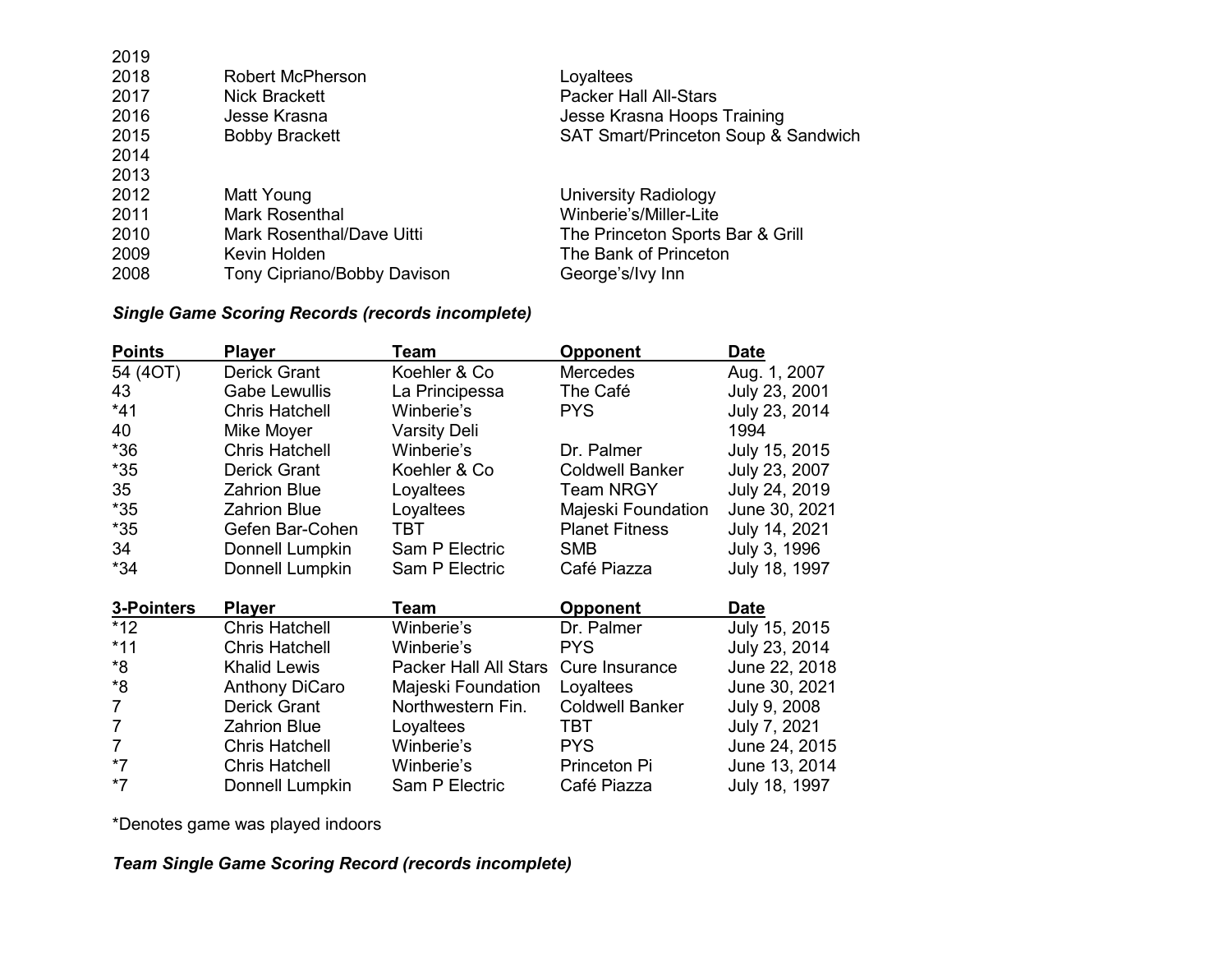| | | |
|---|---|---|
| 2019 | | |
| 2018 | Robert McPherson | Loyaltees |
| 2017 | Nick Brackett | Packer Hall All-Stars |
| 2016 | Jesse Krasna | Jesse Krasna Hoops Training |
| 2015 | Bobby Brackett | SAT Smart/Princeton Soup & Sandwich |
| 2014 | | |
| 2013 | | |
| 2012 | Matt Young | University Radiology |
| 2011 | Mark Rosenthal | Winberie's/Miller-Lite |
| 2010 | Mark Rosenthal/Dave Uitti | The Princeton Sports Bar & Grill |
| 2009 | Kevin Holden | The Bank of Princeton |
| 2008 | Tony Cipriano/Bobby Davison | George's/Ivy Inn |

***Single Game Scoring Records (records incomplete)***

| Points | Player | Team | Opponent | Date |
|---|---|---|---|---|
| 54 (4OT) | Derick Grant | Koehler & Co | Mercedes | Aug. 1, 2007 |
| 43 | Gabe Lewullis | La Principessa | The Café | July 23, 2001 |
| *41 | Chris Hatchell | Winberie's | PYS | July 23, 2014 |
| 40 | Mike Moyer | Varsity Deli | | 1994 |
| *36 | Chris Hatchell | Winberie's | Dr. Palmer | July 15, 2015 |
| *35 | Derick Grant | Koehler & Co | Coldwell Banker | July 23, 2007 |
| 35 | Zahrion Blue | Loyaltees | Team NRGY | July 24, 2019 |
| *35 | Zahrion Blue | Loyaltees | Majeski Foundation | June 30, 2021 |
| *35 | Gefen Bar-Cohen | TBT | Planet Fitness | July 14, 2021 |
| 34 | Donnell Lumpkin | Sam P Electric | SMB | July 3, 1996 |
| *34 | Donnell Lumpkin | Sam P Electric | Café Piazza | July 18, 1997 |

| 3-Pointers | Player | Team | Opponent | Date |
|---|---|---|---|---|
| *12 | Chris Hatchell | Winberie's | Dr. Palmer | July 15, 2015 |
| *11 | Chris Hatchell | Winberie's | PYS | July 23, 2014 |
| *8 | Khalid Lewis | Packer Hall All Stars | Cure Insurance | June 22, 2018 |
| *8 | Anthony DiCaro | Majeski Foundation | Loyaltees | June 30, 2021 |
| 7 | Derick Grant | Northwestern Fin. | Coldwell Banker | July 9, 2008 |
| 7 | Zahrion Blue | Loyaltees | TBT | July 7, 2021 |
| 7 | Chris Hatchell | Winberie's | PYS | June 24, 2015 |
| *7 | Chris Hatchell | Winberie's | Princeton Pi | June 13, 2014 |
| *7 | Donnell Lumpkin | Sam P Electric | Café Piazza | July 18, 1997 |

*Denotes game was played indoors

***Team Single Game Scoring Record (records incomplete)***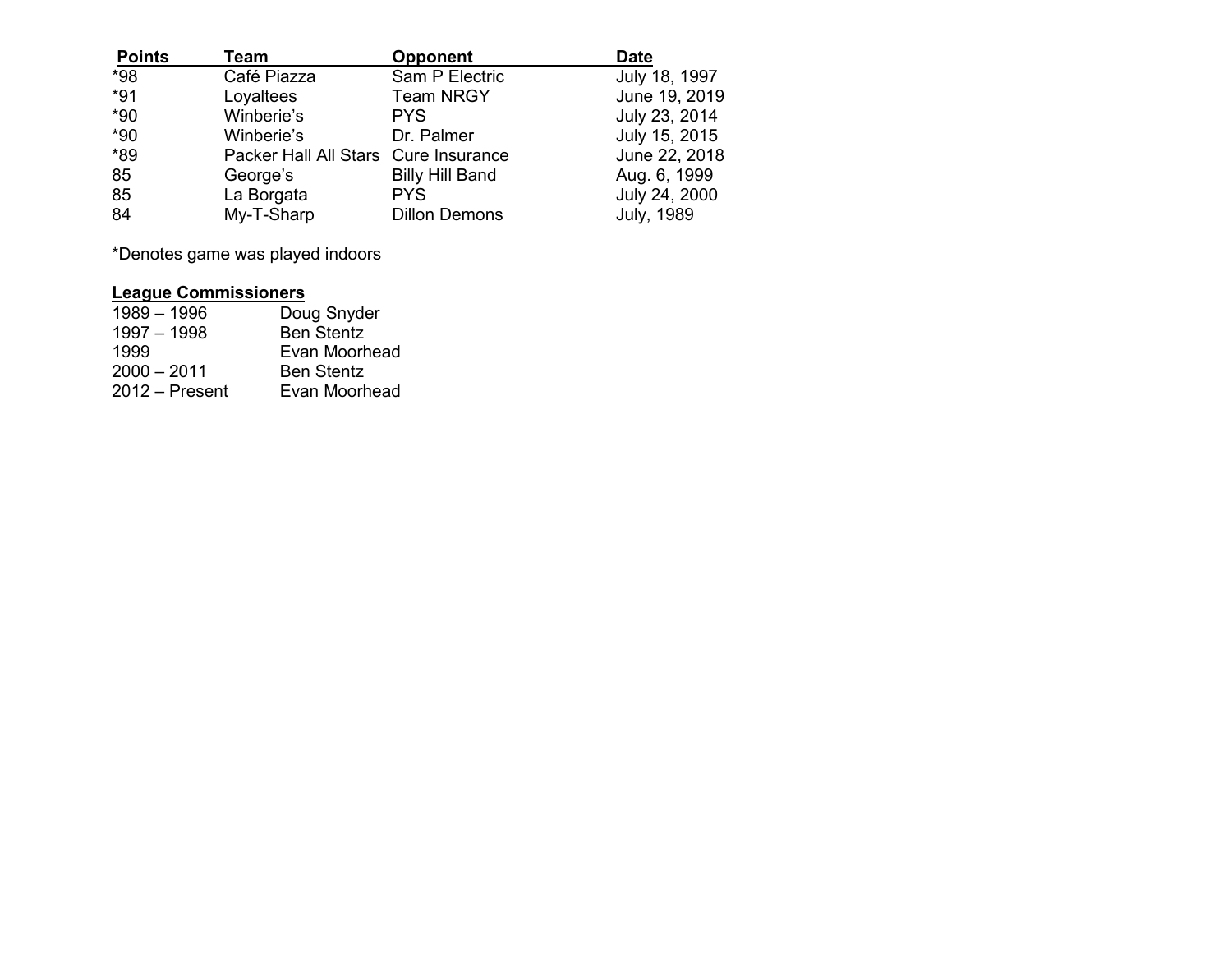| Points | Team | Opponent | Date |
|---|---|---|---|
| *98 | Café Piazza | Sam P Electric | July 18, 1997 |
| *91 | Loyaltees | Team NRGY | June 19, 2019 |
| *90 | Winberie's | PYS | July 23, 2014 |
| *90 | Winberie's | Dr. Palmer | July 15, 2015 |
| *89 | Packer Hall All Stars | Cure Insurance | June 22, 2018 |
| 85 | George's | Billy Hill Band | Aug. 6, 1999 |
| 85 | La Borgata | PYS | July 24, 2000 |
| 84 | My-T-Sharp | Dillon Demons | July, 1989 |

*Denotes game was played indoors

**League Commissioners**

| | |
|---|---|
| 1989 – 1996 | Doug Snyder |
| 1997 – 1998 | Ben Stentz |
| 1999 | Evan Moorhead |
| 2000 – 2011 | Ben Stentz |
| 2012 – Present | Evan Moorhead |